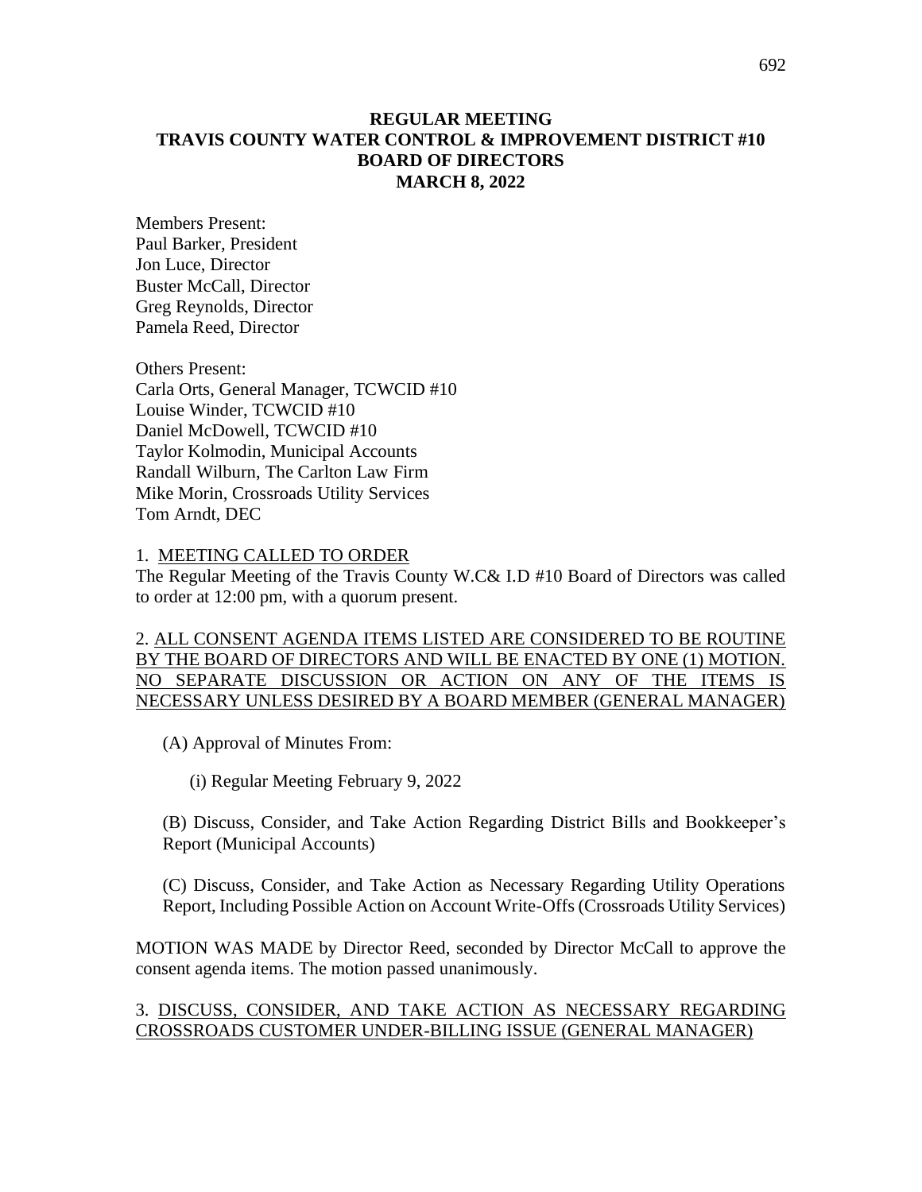# REGULAR MEETING
# TRAVIS COUNTY WATER CONTROL & IMPROVEMENT DISTRICT #10
# BOARD OF DIRECTORS
# MARCH 8, 2022

Members Present:
Paul Barker, President
Jon Luce, Director
Buster McCall, Director
Greg Reynolds, Director
Pamela Reed, Director

Others Present:
Carla Orts, General Manager, TCWCID #10
Louise Winder, TCWCID #10
Daniel McDowell, TCWCID #10
Taylor Kolmodin, Municipal Accounts
Randall Wilburn, The Carlton Law Firm
Mike Morin, Crossroads Utility Services
Tom Arndt, DEC

1. MEETING CALLED TO ORDER

The Regular Meeting of the Travis County W.C& I.D #10 Board of Directors was called to order at 12:00 pm, with a quorum present.

2. ALL CONSENT AGENDA ITEMS LISTED ARE CONSIDERED TO BE ROUTINE BY THE BOARD OF DIRECTORS AND WILL BE ENACTED BY ONE (1) MOTION. NO SEPARATE DISCUSSION OR ACTION ON ANY OF THE ITEMS IS NECESSARY UNLESS DESIRED BY A BOARD MEMBER (GENERAL MANAGER)

(A) Approval of Minutes From:

(i) Regular Meeting February 9, 2022

(B) Discuss, Consider, and Take Action Regarding District Bills and Bookkeeper's Report (Municipal Accounts)

(C) Discuss, Consider, and Take Action as Necessary Regarding Utility Operations Report, Including Possible Action on Account Write-Offs (Crossroads Utility Services)

MOTION WAS MADE by Director Reed, seconded by Director McCall to approve the consent agenda items. The motion passed unanimously.

3. DISCUSS, CONSIDER, AND TAKE ACTION AS NECESSARY REGARDING CROSSROADS CUSTOMER UNDER-BILLING ISSUE (GENERAL MANAGER)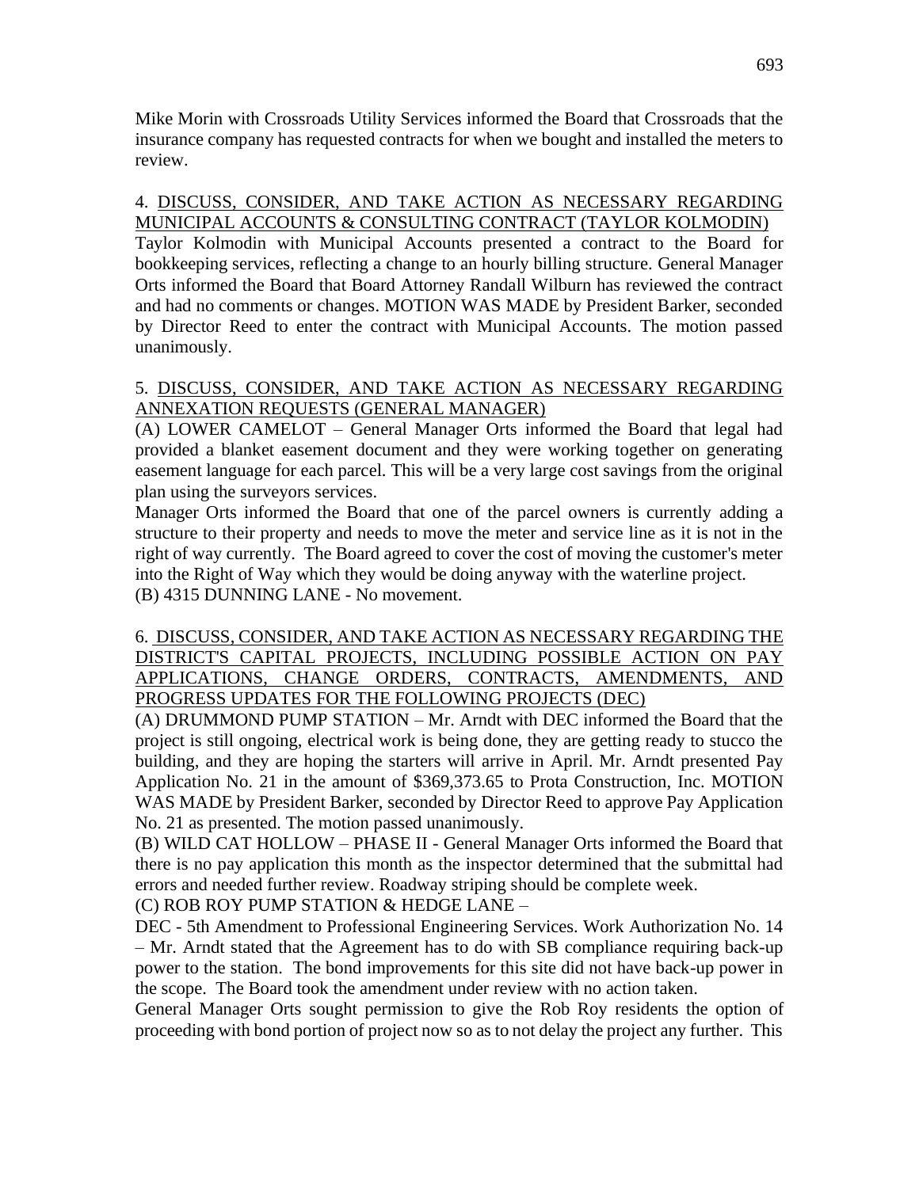Mike Morin with Crossroads Utility Services informed the Board that Crossroads that the insurance company has requested contracts for when we bought and installed the meters to review.

4. <u>DISCUSS, CONSIDER, AND TAKE ACTION AS NECESSARY REGARDING MUNICIPAL ACCOUNTS & CONSULTING CONTRACT (TAYLOR KOLMODIN)</u>

Taylor Kolmodin with Municipal Accounts presented a contract to the Board for bookkeeping services, reflecting a change to an hourly billing structure. General Manager Orts informed the Board that Board Attorney Randall Wilburn has reviewed the contract and had no comments or changes. MOTION WAS MADE by President Barker, seconded by Director Reed to enter the contract with Municipal Accounts. The motion passed unanimously.

5. <u>DISCUSS, CONSIDER, AND TAKE ACTION AS NECESSARY REGARDING ANNEXATION REQUESTS (GENERAL MANAGER)</u>

(A) LOWER CAMELOT – General Manager Orts informed the Board that legal had provided a blanket easement document and they were working together on generating easement language for each parcel. This will be a very large cost savings from the original plan using the surveyors services.

Manager Orts informed the Board that one of the parcel owners is currently adding a structure to their property and needs to move the meter and service line as it is not in the right of way currently. The Board agreed to cover the cost of moving the customer's meter into the Right of Way which they would be doing anyway with the waterline project.

(B) 4315 DUNNING LANE - No movement.

6. <u>DISCUSS, CONSIDER, AND TAKE ACTION AS NECESSARY REGARDING THE DISTRICT'S CAPITAL PROJECTS, INCLUDING POSSIBLE ACTION ON PAY APPLICATIONS, CHANGE ORDERS, CONTRACTS, AMENDMENTS, AND PROGRESS UPDATES FOR THE FOLLOWING PROJECTS (DEC)</u>

(A) DRUMMOND PUMP STATION – Mr. Arndt with DEC informed the Board that the project is still ongoing, electrical work is being done, they are getting ready to stucco the building, and they are hoping the starters will arrive in April. Mr. Arndt presented Pay Application No. 21 in the amount of $369,373.65 to Prota Construction, Inc. MOTION WAS MADE by President Barker, seconded by Director Reed to approve Pay Application No. 21 as presented. The motion passed unanimously.

(B) WILD CAT HOLLOW – PHASE II - General Manager Orts informed the Board that there is no pay application this month as the inspector determined that the submittal had errors and needed further review. Roadway striping should be complete week.

(C) ROB ROY PUMP STATION & HEDGE LANE –

DEC - 5th Amendment to Professional Engineering Services. Work Authorization No. 14 – Mr. Arndt stated that the Agreement has to do with SB compliance requiring back-up power to the station. The bond improvements for this site did not have back-up power in the scope. The Board took the amendment under review with no action taken.

General Manager Orts sought permission to give the Rob Roy residents the option of proceeding with bond portion of project now so as to not delay the project any further. This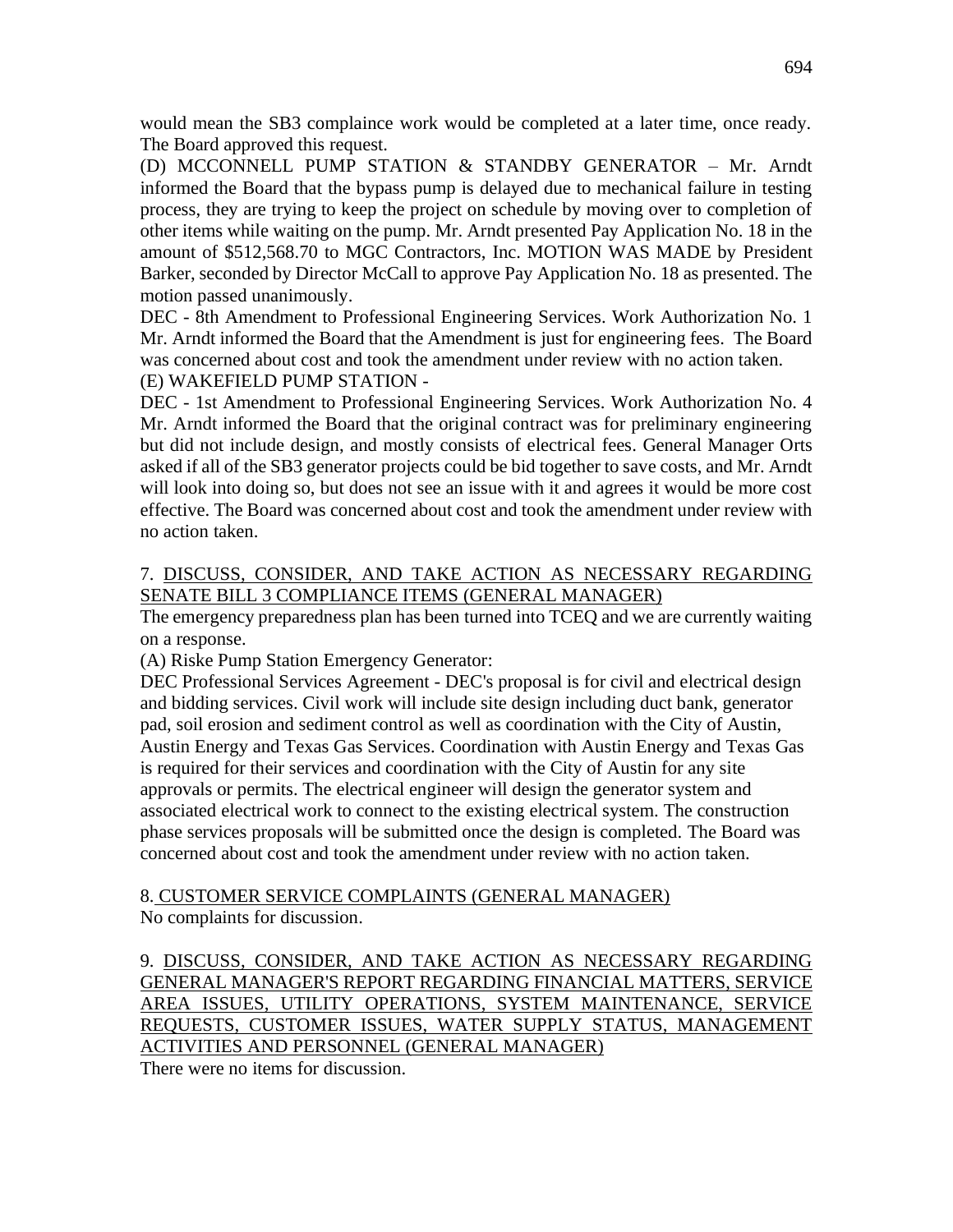would mean the SB3 complaince work would be completed at a later time, once ready. The Board approved this request.

(D) MCCONNELL PUMP STATION & STANDBY GENERATOR – Mr. Arndt informed the Board that the bypass pump is delayed due to mechanical failure in testing process, they are trying to keep the project on schedule by moving over to completion of other items while waiting on the pump. Mr. Arndt presented Pay Application No. 18 in the amount of $512,568.70 to MGC Contractors, Inc. MOTION WAS MADE by President Barker, seconded by Director McCall to approve Pay Application No. 18 as presented. The motion passed unanimously.

DEC - 8th Amendment to Professional Engineering Services. Work Authorization No. 1 Mr. Arndt informed the Board that the Amendment is just for engineering fees. The Board was concerned about cost and took the amendment under review with no action taken.

(E) WAKEFIELD PUMP STATION -

DEC - 1st Amendment to Professional Engineering Services. Work Authorization No. 4 Mr. Arndt informed the Board that the original contract was for preliminary engineering but did not include design, and mostly consists of electrical fees. General Manager Orts asked if all of the SB3 generator projects could be bid together to save costs, and Mr. Arndt will look into doing so, but does not see an issue with it and agrees it would be more cost effective. The Board was concerned about cost and took the amendment under review with no action taken.

7. <u>DISCUSS, CONSIDER, AND TAKE ACTION AS NECESSARY REGARDING SENATE BILL 3 COMPLIANCE ITEMS (GENERAL MANAGER)</u>

The emergency preparedness plan has been turned into TCEQ and we are currently waiting on a response.

(A) Riske Pump Station Emergency Generator:

DEC Professional Services Agreement - DEC's proposal is for civil and electrical design and bidding services. Civil work will include site design including duct bank, generator pad, soil erosion and sediment control as well as coordination with the City of Austin, Austin Energy and Texas Gas Services. Coordination with Austin Energy and Texas Gas is required for their services and coordination with the City of Austin for any site approvals or permits. The electrical engineer will design the generator system and associated electrical work to connect to the existing electrical system. The construction phase services proposals will be submitted once the design is completed. The Board was concerned about cost and took the amendment under review with no action taken.

8. <u>CUSTOMER SERVICE COMPLAINTS (GENERAL MANAGER)</u>

No complaints for discussion.

9. <u>DISCUSS, CONSIDER, AND TAKE ACTION AS NECESSARY REGARDING GENERAL MANAGER'S REPORT REGARDING FINANCIAL MATTERS, SERVICE AREA ISSUES, UTILITY OPERATIONS, SYSTEM MAINTENANCE, SERVICE REQUESTS, CUSTOMER ISSUES, WATER SUPPLY STATUS, MANAGEMENT ACTIVITIES AND PERSONNEL (GENERAL MANAGER)</u>

There were no items for discussion.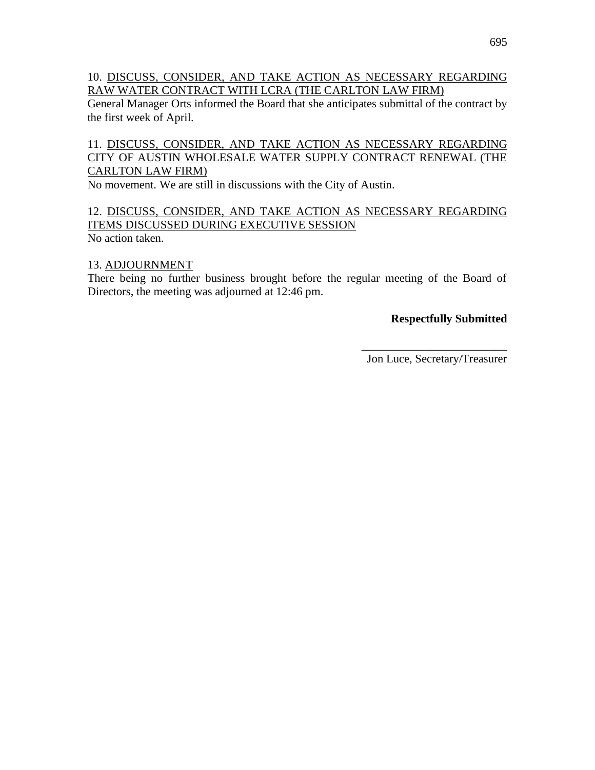10. <u>DISCUSS, CONSIDER, AND TAKE ACTION AS NECESSARY REGARDING RAW WATER CONTRACT WITH LCRA (THE CARLTON LAW FIRM)</u>
General Manager Orts informed the Board that she anticipates submittal of the contract by the first week of April.

11. <u>DISCUSS, CONSIDER, AND TAKE ACTION AS NECESSARY REGARDING CITY OF AUSTIN WHOLESALE WATER SUPPLY CONTRACT RENEWAL (THE CARLTON LAW FIRM)</u>
No movement. We are still in discussions with the City of Austin.

12. <u>DISCUSS, CONSIDER, AND TAKE ACTION AS NECESSARY REGARDING ITEMS DISCUSSED DURING EXECUTIVE SESSION</u>
No action taken.

13. <u>ADJOURNMENT</u>
There being no further business brought before the regular meeting of the Board of Directors, the meeting was adjourned at 12:46 pm.

**Respectfully Submitted**

_________________________
Jon Luce, Secretary/Treasurer